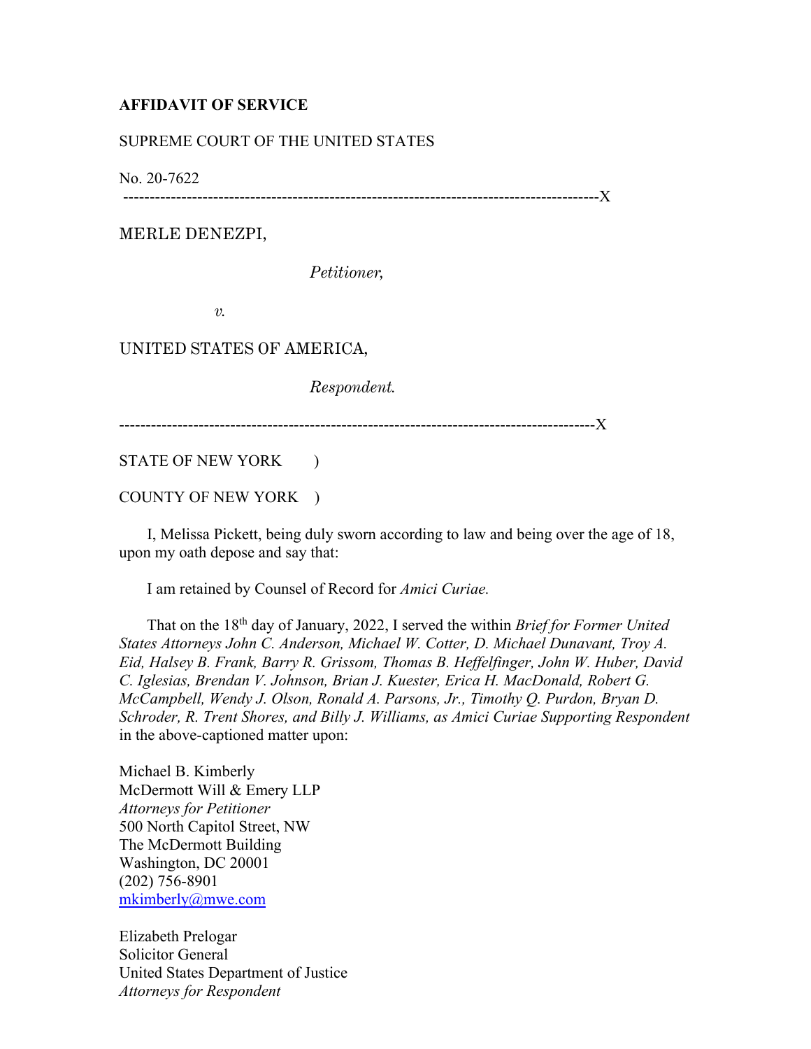**AFFIDAVIT OF SERVICE**

SUPREME COURT OF THE UNITED STATES

No. 20-7622

------------------------------------------------------------------------------------------X

MERLE DENEZPI,

*Petitioner,*

*v.*

UNITED STATES OF AMERICA,

*Respondent.*

------------------------------------------------------------------------------------------X

STATE OF NEW YORK )

COUNTY OF NEW YORK )

I, Melissa Pickett, being duly sworn according to law and being over the age of 18, upon my oath depose and say that:

I am retained by Counsel of Record for *Amici Curiae.*

That on the 18th day of January, 2022, I served the within *Brief for Former United States Attorneys John C. Anderson, Michael W. Cotter, D. Michael Dunavant, Troy A. Eid, Halsey B. Frank, Barry R. Grissom, Thomas B. Heffelfinger, John W. Huber, David C. Iglesias, Brendan V. Johnson, Brian J. Kuester, Erica H. MacDonald, Robert G. McCampbell, Wendy J. Olson, Ronald A. Parsons, Jr., Timothy Q. Purdon, Bryan D. Schroder, R. Trent Shores, and Billy J. Williams, as Amici Curiae Supporting Respondent* in the above-captioned matter upon:

Michael B. Kimberly
McDermott Will & Emery LLP
*Attorneys for Petitioner*
500 North Capitol Street, NW
The McDermott Building
Washington, DC 20001
(202) 756-8901
mkimberly@mwe.com

Elizabeth Prelogar
Solicitor General
United States Department of Justice
*Attorneys for Respondent*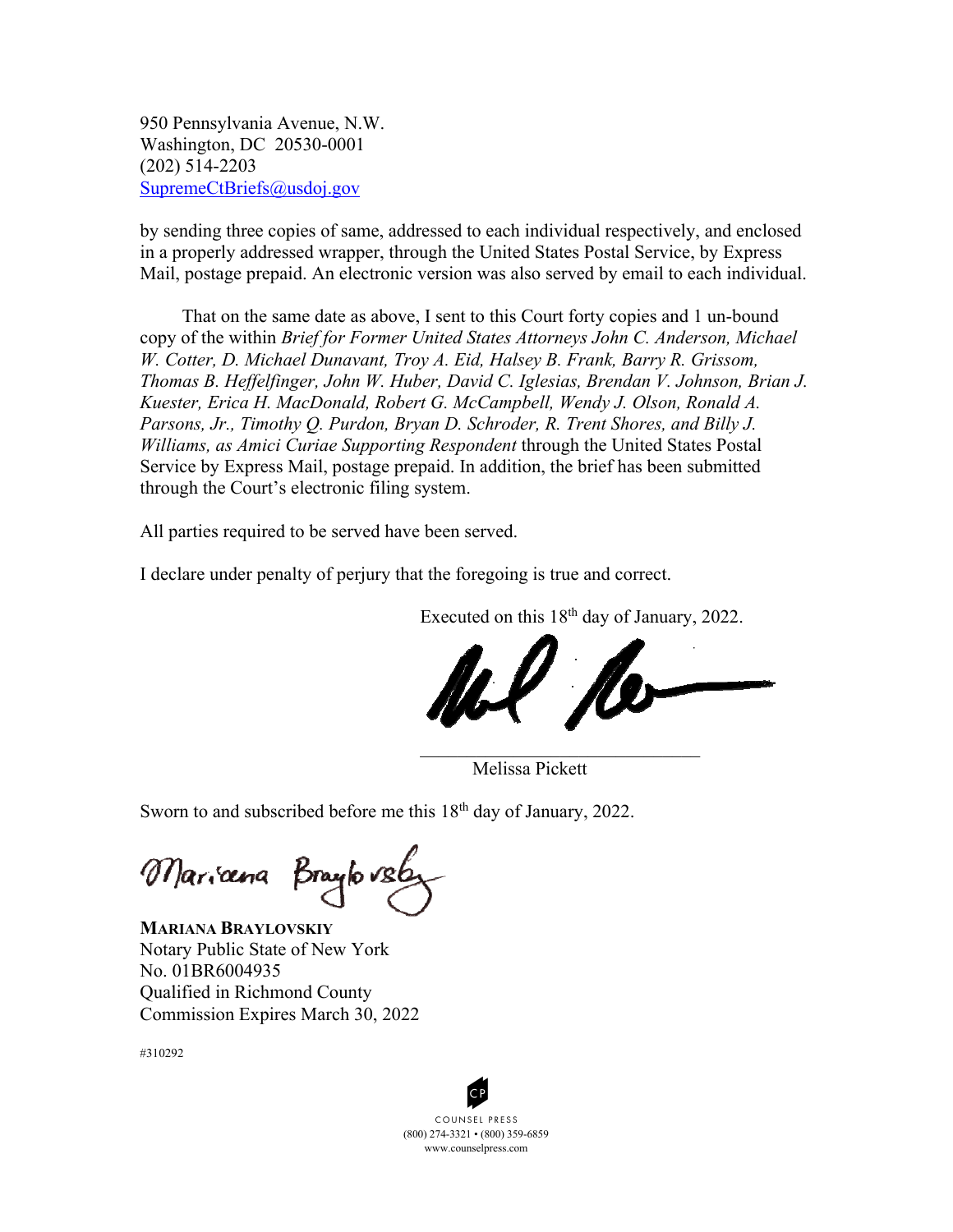950 Pennsylvania Avenue, N.W.
Washington, DC 20530-0001
(202) 514-2203
SupremeCtBriefs@usdoj.gov

by sending three copies of same, addressed to each individual respectively, and enclosed in a properly addressed wrapper, through the United States Postal Service, by Express Mail, postage prepaid. An electronic version was also served by email to each individual.

That on the same date as above, I sent to this Court forty copies and 1 un-bound copy of the within *Brief for Former United States Attorneys John C. Anderson, Michael W. Cotter, D. Michael Dunavant, Troy A. Eid, Halsey B. Frank, Barry R. Grissom, Thomas B. Heffelfinger, John W. Huber, David C. Iglesias, Brendan V. Johnson, Brian J. Kuester, Erica H. MacDonald, Robert G. McCampbell, Wendy J. Olson, Ronald A. Parsons, Jr., Timothy Q. Purdon, Bryan D. Schroder, R. Trent Shores, and Billy J. Williams, as Amici Curiae Supporting Respondent* through the United States Postal Service by Express Mail, postage prepaid. In addition, the brief has been submitted through the Court's electronic filing system.

All parties required to be served have been served.

I declare under penalty of perjury that the foregoing is true and correct.

Executed on this 18th day of January, 2022.

Melissa Pickett

Sworn to and subscribed before me this 18th day of January, 2022.

**MARIANA BRAYLOVSKIY**
Notary Public State of New York
No. 01BR6004935
Qualified in Richmond County
Commission Expires March 30, 2022

#310292

COUNSEL PRESS
(800) 274-3321 • (800) 359-6859
www.counselpress.com